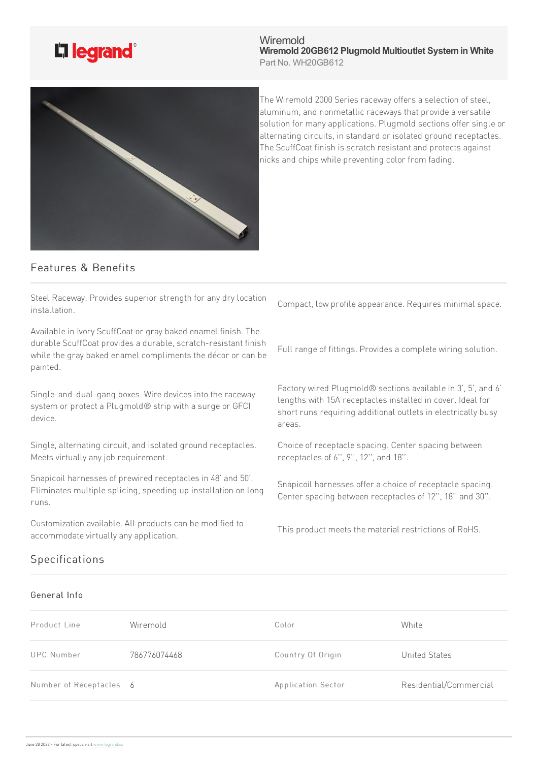Wiremold

**Wiremold 20GB612 Plugmold Multioutlet System in White**

Part No. WH20GB612

The Wiremold 2000 Series raceway offers a selection of steel, aluminum, and nonmetallic raceways that provide a versatile solution for many applications. Plugmold sections offer single or alternating circuits, in standard or isolated ground receptacles. The ScuffCoat finish is scratch resistant and protects against nicks and chips while preventing color from fading.

## Features & Benefits

Steel Raceway. Provides superior strength for any dry location installation.

Compact, low profile appearance. Requires minimal space.

Available in Ivory ScuffCoat or gray baked enamel finish. The durable ScuffCoat provides a durable, scratch-resistant finish while the gray baked enamel compliments the décor or can be painted.

Full range of fittings. Provides a complete wiring solution.

Single-and-dual-gang boxes. Wire devices into the raceway system or protect a Plugmold® strip with a surge or GFCI device.

Factory wired Plugmold® sections available in 3', 5', and 6' lengths with 15A receptacles installed in cover. Ideal for short runs requiring additional outlets in electrically busy areas.

Single, alternating circuit, and isolated ground receptacles. Meets virtually any job requirement.

Choice of receptacle spacing. Center spacing between receptacles of 6'', 9'', 12'', and 18''.

Snapicoil harnesses of prewired receptacles in 48' and 50'. Eliminates multiple splicing, speeding up installation on long runs.

Snapicoil harnesses offer a choice of receptacle spacing. Center spacing between receptacles of 12'', 18'' and 30''.

Customization available. All products can be modified to accommodate virtually any application.

This product meets the material restrictions of RoHS.

## Specifications

### General Info

| | | | |
|---|---|---|---|
| Product Line | Wiremold | Color | White |
| UPC Number | 786776074468 | Country Of Origin | United States |
| Number of Receptacles | 6 | Application Sector | Residential/Commercial |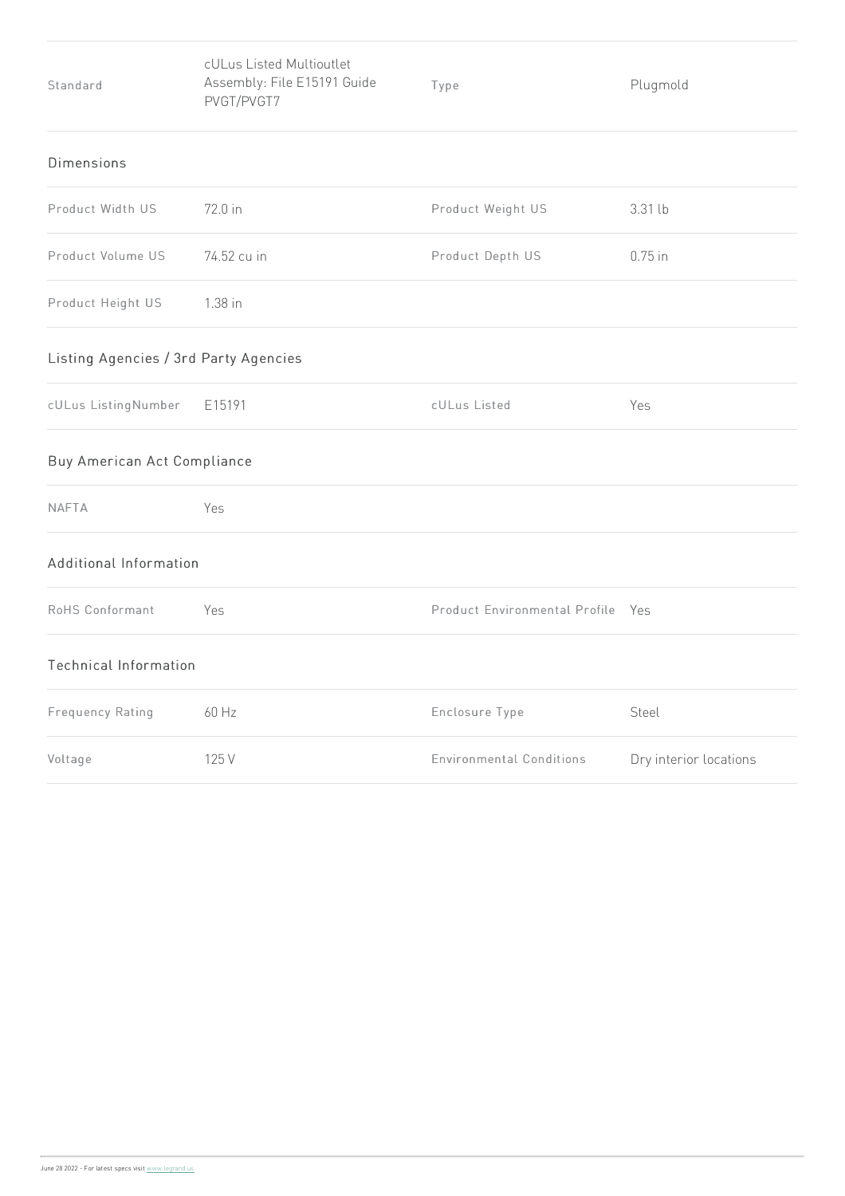| | | | |
|---|---|---|---|
| Standard | cULus Listed Multioutlet Assembly: File E15191 Guide PVGT/PVGT7 | Type | Plugmold |

## Dimensions

| | | | |
|---|---|---|---|
| Product Width US | 72.0 in | Product Weight US | 3.31 lb |
| Product Volume US | 74.52 cu in | Product Depth US | 0.75 in |
| Product Height US | 1.38 in | | |

## Listing Agencies / 3rd Party Agencies

| | | | |
|---|---|---|---|
| cULus ListingNumber | E15191 | cULus Listed | Yes |

## Buy American Act Compliance

| | |
|---|---|
| NAFTA | Yes |

## Additional Information

| | | | |
|---|---|---|---|
| RoHS Conformant | Yes | Product Environmental Profile | Yes |

## Technical Information

| | | | |
|---|---|---|---|
| Frequency Rating | 60 Hz | Enclosure Type | Steel |
| Voltage | 125 V | Environmental Conditions | Dry interior locations |

June 28 2022 - For latest specs visit www.legrand.us